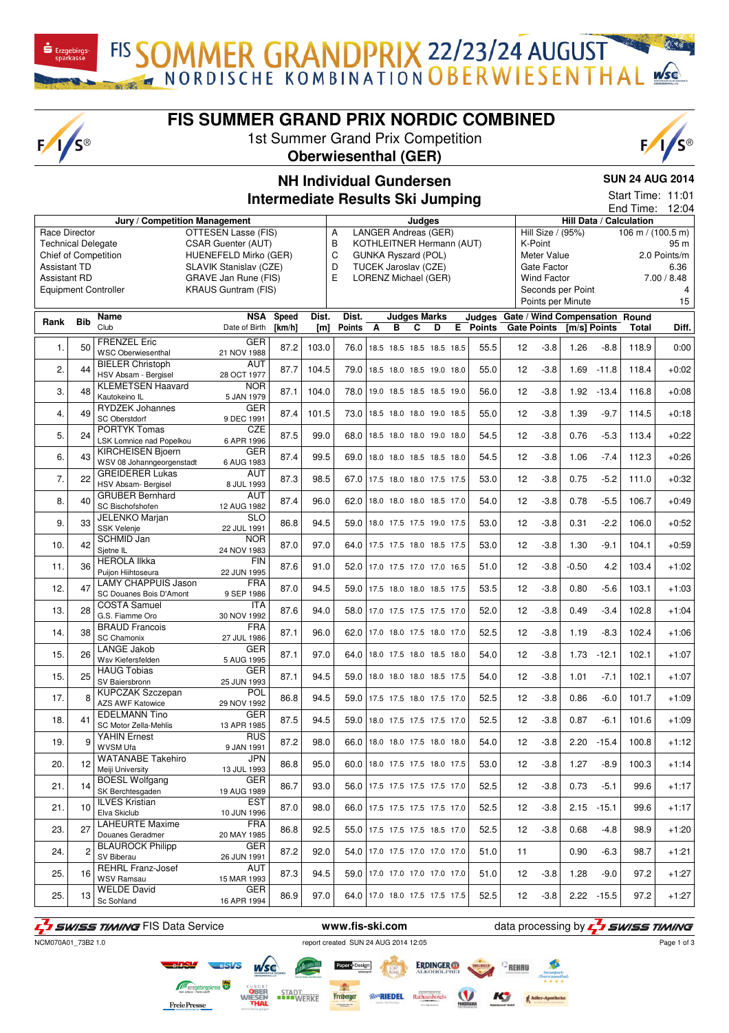# FIS SUMMER GRAND PRIX NORDIC COMBINED

1st Summer Grand Prix Competition

**Oberwiesenthal (GER)**

## NH Individual Gundersen

## Intermediate Results Ski Jumping

**SUN 24 AUG 2014**

Start Time: 11:01
End Time: 12:04

| Jury / Competition Management | | Judges | | Hill Data / Calculation | |
|---|---|---|---|---|---|
| Race Director | OTTESEN Lasse (FIS) | A | LANGER Andreas (GER) | Hill Size / (95%) | 106 m / (100.5 m) |
| Technical Delegate | CSAR Guenter (AUT) | B | KOTHLEITNER Hermann (AUT) | K-Point | 95 m |
| Chief of Competition | HUENEFELD Mirko (GER) | C | GUNKA Ryszard (POL) | Meter Value | 2.0 Points/m |
| Assistant TD | SLAVIK Stanislav (CZE) | D | TUCEK Jaroslav (CZE) | Gate Factor | 6.36 |
| Assistant RD | GRAVE Jan Rune (FIS) | E | LORENZ Michael (GER) | Wind Factor | 7.00 / 8.48 |
| Equipment Controller | KRAUS Guntram (FIS) | | | Seconds per Point | 4 |
| | | | | Points per Minute | 15 |

| Rank | Bib | Name / Club | NSA / Date of Birth | Speed [km/h] | Dist. [m] | Dist. Points | A | B | C | D | E | Judges Points | Gate | Gate Points | Wind [m/s] | Wind Points | Round Total | Diff. |
|---|---|---|---|---|---|---|---|---|---|---|---|---|---|---|---|---|---|---|
| 1. | 50 | FRENZEL Eric / WSC Oberwiesenthal | GER / 21 NOV 1988 | 87.2 | 103.0 | 76.0 | 18.5 | 18.5 | 18.5 | 18.5 | 18.5 | 55.5 | 12 | -3.8 | 1.26 | -8.8 | 118.9 | 0:00 |
| 2. | 44 | BIELER Christoph / HSV Absam - Bergisel | AUT / 28 OCT 1977 | 87.7 | 104.5 | 79.0 | 18.5 | 18.0 | 18.5 | 19.0 | 18.0 | 55.0 | 12 | -3.8 | 1.69 | -11.8 | 118.4 | +0:02 |
| 3. | 48 | KLEMETSEN Haavard / Kautokeino IL | NOR / 5 JAN 1979 | 87.1 | 104.0 | 78.0 | 19.0 | 18.5 | 18.5 | 18.5 | 19.0 | 56.0 | 12 | -3.8 | 1.92 | -13.4 | 116.8 | +0:08 |
| 4. | 49 | RYDZEK Johannes / SC Oberstdorf | GER / 9 DEC 1991 | 87.4 | 101.5 | 73.0 | 18.5 | 18.0 | 18.0 | 19.0 | 18.5 | 55.0 | 12 | -3.8 | 1.39 | -9.7 | 114.5 | +0:18 |
| 5. | 24 | PORTYK Tomas / LSK Lomnice nad Popelkou | CZE / 6 APR 1996 | 87.5 | 99.0 | 68.0 | 18.5 | 18.0 | 18.0 | 19.0 | 18.0 | 54.5 | 12 | -3.8 | 0.76 | -5.3 | 113.4 | +0:22 |
| 6. | 43 | KIRCHEISEN Bjoern / WSV 08 Johanngeorgenstadt | GER / 6 AUG 1983 | 87.4 | 99.5 | 69.0 | 18.0 | 18.0 | 18.5 | 18.5 | 18.0 | 54.5 | 12 | -3.8 | 1.06 | -7.4 | 112.3 | +0:26 |
| 7. | 22 | GREIDERER Lukas / HSV Absam- Bergisel | AUT / 8 JUL 1993 | 87.3 | 98.5 | 67.0 | 17.5 | 18.0 | 18.0 | 17.5 | 17.5 | 53.0 | 12 | -3.8 | 0.75 | -5.2 | 111.0 | +0:32 |
| 8. | 40 | GRUBER Bernhard / SC Bischofshofen | AUT / 12 AUG 1982 | 87.4 | 96.0 | 62.0 | 18.0 | 18.0 | 18.0 | 18.5 | 17.0 | 54.0 | 12 | -3.8 | 0.78 | -5.5 | 106.7 | +0:49 |
| 9. | 33 | JELENKO Marjan / SSK Velenje | SLO / 22 JUL 1991 | 86.8 | 94.5 | 59.0 | 18.0 | 17.5 | 17.5 | 19.0 | 17.5 | 53.0 | 12 | -3.8 | 0.31 | -2.2 | 106.0 | +0:52 |
| 10. | 42 | SCHMID Jan / Sjetne IL | NOR / 24 NOV 1983 | 87.0 | 97.0 | 64.0 | 17.5 | 17.5 | 18.0 | 18.5 | 17.5 | 53.0 | 12 | -3.8 | 1.30 | -9.1 | 104.1 | +0:59 |
| 11. | 36 | HEROLA Ilkka / Puijon Hiihtoseura | FIN / 22 JUN 1995 | 87.6 | 91.0 | 52.0 | 17.0 | 17.5 | 17.0 | 17.0 | 16.5 | 51.0 | 12 | -3.8 | -0.50 | 4.2 | 103.4 | +1:02 |
| 12. | 47 | LAMY CHAPPUIS Jason / SC Douanes Bois D'Amont | FRA / 9 SEP 1986 | 87.0 | 94.5 | 59.0 | 17.5 | 18.0 | 18.0 | 18.5 | 17.5 | 53.5 | 12 | -3.8 | 0.80 | -5.6 | 103.1 | +1:03 |
| 13. | 28 | COSTA Samuel / G.S. Fiamme Oro | ITA / 30 NOV 1992 | 87.6 | 94.0 | 58.0 | 17.0 | 17.5 | 17.5 | 17.5 | 17.0 | 52.0 | 12 | -3.8 | 0.49 | -3.4 | 102.8 | +1:04 |
| 14. | 38 | BRAUD Francois / SC Chamonix | FRA / 27 JUL 1986 | 87.1 | 96.0 | 62.0 | 17.0 | 18.0 | 17.5 | 18.0 | 17.0 | 52.5 | 12 | -3.8 | 1.19 | -8.3 | 102.4 | +1:06 |
| 15. | 26 | LANGE Jakob / Wsv Kiefersfelden | GER / 5 AUG 1995 | 87.1 | 97.0 | 64.0 | 18.0 | 17.5 | 18.0 | 18.5 | 18.0 | 54.0 | 12 | -3.8 | 1.73 | -12.1 | 102.1 | +1:07 |
| 15. | 25 | HAUG Tobias / SV Baiersbronn | GER / 25 JUN 1993 | 87.1 | 94.5 | 59.0 | 18.0 | 18.0 | 18.0 | 18.5 | 17.5 | 54.0 | 12 | -3.8 | 1.01 | -7.1 | 102.1 | +1:07 |
| 17. | 8 | KUPCZAK Szczepan / AZS AWF Katowice | POL / 29 NOV 1992 | 86.8 | 94.5 | 59.0 | 17.5 | 17.5 | 18.0 | 17.5 | 17.0 | 52.5 | 12 | -3.8 | 0.86 | -6.0 | 101.7 | +1:09 |
| 18. | 41 | EDELMANN Tino / SC Motor Zella-Mehlis | GER / 13 APR 1985 | 87.5 | 94.5 | 59.0 | 18.0 | 17.5 | 17.5 | 17.5 | 17.0 | 52.5 | 12 | -3.8 | 0.87 | -6.1 | 101.6 | +1:09 |
| 19. | 9 | YAHIN Ernest / WVSM Ufa | RUS / 9 JAN 1991 | 87.2 | 98.0 | 66.0 | 18.0 | 18.0 | 17.5 | 18.0 | 18.0 | 54.0 | 12 | -3.8 | 2.20 | -15.4 | 100.8 | +1:12 |
| 20. | 12 | WATANABE Takehiro / Meiji University | JPN / 13 JUL 1993 | 86.8 | 95.0 | 60.0 | 18.0 | 17.5 | 17.5 | 18.0 | 17.5 | 53.0 | 12 | -3.8 | 1.27 | -8.9 | 100.3 | +1:14 |
| 21. | 14 | BOESL Wolfgang / SK Berchtesgaden | GER / 19 AUG 1989 | 86.7 | 93.0 | 56.0 | 17.5 | 17.5 | 17.5 | 17.5 | 17.0 | 52.5 | 12 | -3.8 | 0.73 | -5.1 | 99.6 | +1:17 |
| 21. | 10 | ILVES Kristian / Elva Skiclub | EST / 10 JUN 1996 | 87.0 | 98.0 | 66.0 | 17.5 | 17.5 | 17.5 | 17.5 | 17.0 | 52.5 | 12 | -3.8 | 2.15 | -15.1 | 99.6 | +1:17 |
| 23. | 27 | LAHEURTE Maxime / Douanes Geradmer | FRA / 20 MAY 1985 | 86.8 | 92.5 | 55.0 | 17.5 | 17.5 | 17.5 | 18.5 | 17.0 | 52.5 | 12 | -3.8 | 0.68 | -4.8 | 98.9 | +1:20 |
| 24. | 2 | BLAUROCK Philipp / SV Biberau | GER / 26 JUN 1991 | 87.2 | 92.0 | 54.0 | 17.0 | 17.5 | 17.0 | 17.0 | 17.0 | 51.0 | 11 | | 0.90 | -6.3 | 98.7 | +1:21 |
| 25. | 16 | REHRL Franz-Josef / WSV Ramsau | AUT / 15 MAR 1993 | 87.3 | 94.5 | 59.0 | 17.0 | 17.0 | 17.0 | 17.0 | 17.0 | 51.0 | 12 | -3.8 | 1.28 | -9.0 | 97.2 | +1:27 |
| 25. | 13 | WELDE David / Sc Sohland | GER / 16 APR 1994 | 86.9 | 97.0 | 64.0 | 17.0 | 18.0 | 17.5 | 17.5 | 17.5 | 52.5 | 12 | -3.8 | 2.22 | -15.5 | 97.2 | +1:27 |

SWISS TIMING FIS Data Service — www.fis-ski.com — data processing by SWISS TIMING

NCM070A01_73B2 1.0 — report created SUN 24 AUG 2014 12:05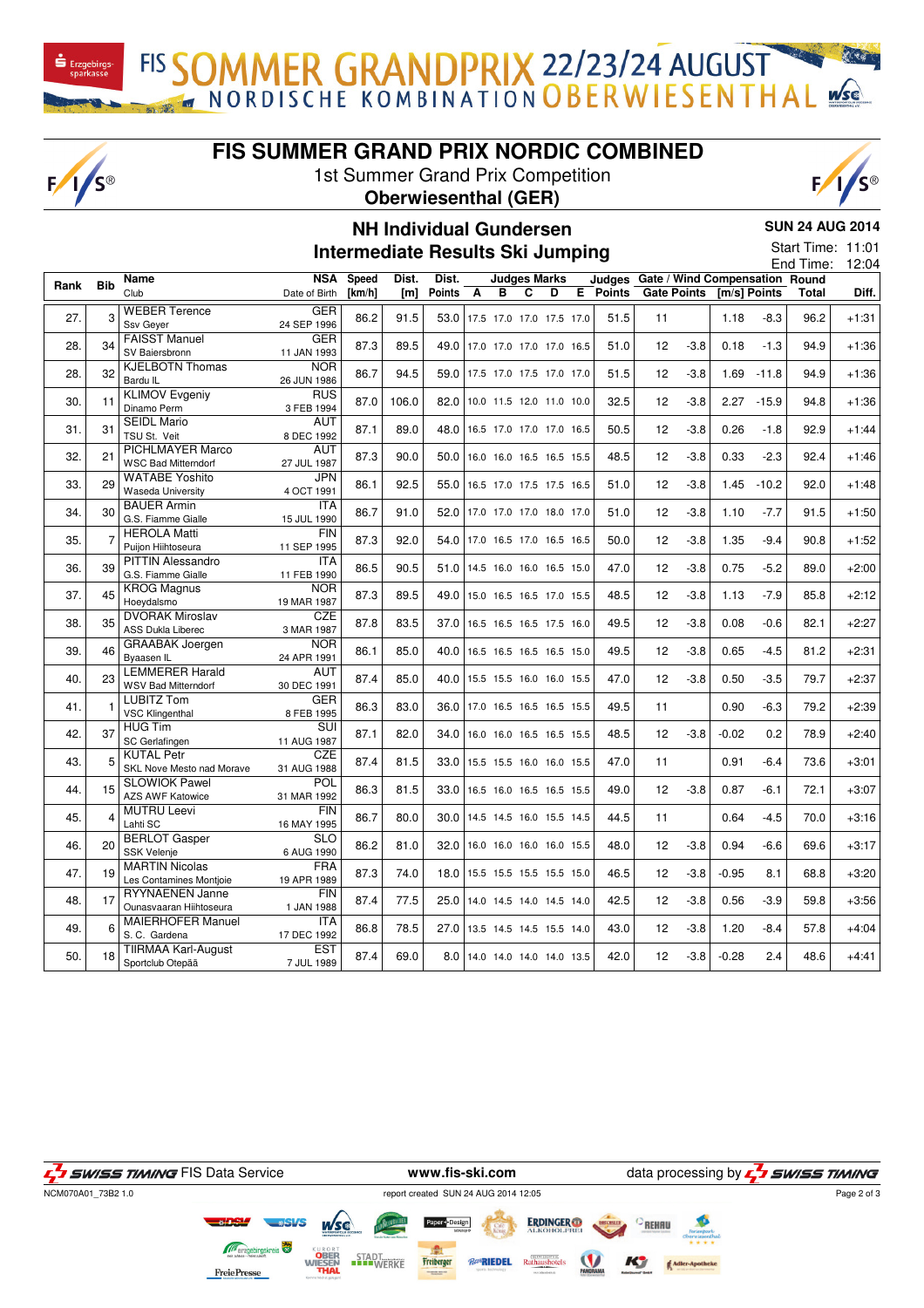# FIS SUMMER GRAND PRIX NORDIC COMBINED

1st Summer Grand Prix Competition

**Oberwiesenthal (GER)**

## NH Individual Gundersen

## Intermediate Results Ski Jumping

**SUN 24 AUG 2014**

Start Time: 11:01

End Time: 12:04

| Rank | Bib | Name / Club | NSA / Date of Birth | Speed [km/h] | Dist. [m] | Dist. Points | A | B | C | D | E | Judges Points | Gate | Gate Points | Wind [m/s] | Wind Points | Round Total | Diff. |
|---|---|---|---|---|---|---|---|---|---|---|---|---|---|---|---|---|---|---|
| 27. | 3 | WEBER Terence / Ssv Geyer | GER / 24 SEP 1996 | 86.2 | 91.5 | 53.0 | 17.5 | 17.0 | 17.0 | 17.5 | 17.0 | 51.5 | 11 | | 1.18 | -8.3 | 96.2 | +1:31 |
| 28. | 34 | FAISST Manuel / SV Baiersbronn | GER / 11 JAN 1993 | 87.3 | 89.5 | 49.0 | 17.0 | 17.0 | 17.0 | 17.0 | 16.5 | 51.0 | 12 | -3.8 | 0.18 | -1.3 | 94.9 | +1:36 |
| 28. | 32 | KJELBOTN Thomas / Bardu IL | NOR / 26 JUN 1986 | 86.7 | 94.5 | 59.0 | 17.5 | 17.0 | 17.5 | 17.0 | 17.0 | 51.5 | 12 | -3.8 | 1.69 | -11.8 | 94.9 | +1:36 |
| 30. | 11 | KLIMOV Evgeniy / Dinamo Perm | RUS / 3 FEB 1994 | 87.0 | 106.0 | 82.0 | 10.0 | 11.5 | 12.0 | 11.0 | 10.0 | 32.5 | 12 | -3.8 | 2.27 | -15.9 | 94.8 | +1:36 |
| 31. | 31 | SEIDL Mario / TSU St. Veit | AUT / 8 DEC 1992 | 87.1 | 89.0 | 48.0 | 16.5 | 17.0 | 17.0 | 17.0 | 16.5 | 50.5 | 12 | -3.8 | 0.26 | -1.8 | 92.9 | +1:44 |
| 32. | 21 | PICHLMAYER Marco / WSC Bad Mitterndorf | AUT / 27 JUL 1987 | 87.3 | 90.0 | 50.0 | 16.0 | 16.0 | 16.5 | 16.5 | 15.5 | 48.5 | 12 | -3.8 | 0.33 | -2.3 | 92.4 | +1:46 |
| 33. | 29 | WATABE Yoshito / Waseda University | JPN / 4 OCT 1991 | 86.1 | 92.5 | 55.0 | 16.5 | 17.0 | 17.5 | 17.5 | 16.5 | 51.0 | 12 | -3.8 | 1.45 | -10.2 | 92.0 | +1:48 |
| 34. | 30 | BAUER Armin / G.S. Fiamme Gialle | ITA / 15 JUL 1990 | 86.7 | 91.0 | 52.0 | 17.0 | 17.0 | 17.0 | 18.0 | 17.0 | 51.0 | 12 | -3.8 | 1.10 | -7.7 | 91.5 | +1:50 |
| 35. | 7 | HEROLA Matti / Puijon Hiihtoseura | FIN / 11 SEP 1995 | 87.3 | 92.0 | 54.0 | 17.0 | 16.5 | 17.0 | 16.5 | 16.5 | 50.0 | 12 | -3.8 | 1.35 | -9.4 | 90.8 | +1:52 |
| 36. | 39 | PITTIN Alessandro / G.S. Fiamme Gialle | ITA / 11 FEB 1990 | 86.5 | 90.5 | 51.0 | 14.5 | 16.0 | 16.0 | 16.5 | 15.0 | 47.0 | 12 | -3.8 | 0.75 | -5.2 | 89.0 | +2:00 |
| 37. | 45 | KROG Magnus / Hoeydalsmo | NOR / 19 MAR 1987 | 87.3 | 89.5 | 49.0 | 15.0 | 16.5 | 16.5 | 17.0 | 15.5 | 48.5 | 12 | -3.8 | 1.13 | -7.9 | 85.8 | +2:12 |
| 38. | 35 | DVORAK Miroslav / ASS Dukla Liberec | CZE / 3 MAR 1987 | 87.8 | 83.5 | 37.0 | 16.5 | 16.5 | 16.5 | 17.5 | 16.0 | 49.5 | 12 | -3.8 | 0.08 | -0.6 | 82.1 | +2:27 |
| 39. | 46 | GRAABAK Joergen / Byaasen IL | NOR / 24 APR 1991 | 86.1 | 85.0 | 40.0 | 16.5 | 16.5 | 16.5 | 16.5 | 15.0 | 49.5 | 12 | -3.8 | 0.65 | -4.5 | 81.2 | +2:31 |
| 40. | 23 | LEMMERER Harald / WSV Bad Mitterndorf | AUT / 30 DEC 1991 | 87.4 | 85.0 | 40.0 | 15.5 | 15.5 | 16.0 | 16.0 | 15.5 | 47.0 | 12 | -3.8 | 0.50 | -3.5 | 79.7 | +2:37 |
| 41. | 1 | LUBITZ Tom / VSC Klingenthal | GER / 8 FEB 1995 | 86.3 | 83.0 | 36.0 | 17.0 | 16.5 | 16.5 | 16.5 | 15.5 | 49.5 | 11 | | 0.90 | -6.3 | 79.2 | +2:39 |
| 42. | 37 | HUG Tim / SC Gerlafingen | SUI / 11 AUG 1987 | 87.1 | 82.0 | 34.0 | 16.0 | 16.0 | 16.5 | 16.5 | 15.5 | 48.5 | 12 | -3.8 | -0.02 | 0.2 | 78.9 | +2:40 |
| 43. | 5 | KUTAL Petr / SKL Nove Mesto nad Morave | CZE / 31 AUG 1988 | 87.4 | 81.5 | 33.0 | 15.5 | 15.5 | 16.0 | 16.0 | 15.5 | 47.0 | 11 | | 0.91 | -6.4 | 73.6 | +3:01 |
| 44. | 15 | SLOWIOK Pawel / AZS AWF Katowice | POL / 31 MAR 1992 | 86.3 | 81.5 | 33.0 | 16.5 | 16.0 | 16.5 | 16.5 | 15.5 | 49.0 | 12 | -3.8 | 0.87 | -6.1 | 72.1 | +3:07 |
| 45. | 4 | MUTRU Leevi / Lahti SC | FIN / 16 MAY 1995 | 86.7 | 80.0 | 30.0 | 14.5 | 14.5 | 16.0 | 15.5 | 14.5 | 44.5 | 11 | | 0.64 | -4.5 | 70.0 | +3:16 |
| 46. | 20 | BERLOT Gasper / SSK Velenje | SLO / 6 AUG 1990 | 86.2 | 81.0 | 32.0 | 16.0 | 16.0 | 16.0 | 16.0 | 15.5 | 48.0 | 12 | -3.8 | 0.94 | -6.6 | 69.6 | +3:17 |
| 47. | 19 | MARTIN Nicolas / Les Contamines Montjoie | FRA / 19 APR 1989 | 87.3 | 74.0 | 18.0 | 15.5 | 15.5 | 15.5 | 15.5 | 15.0 | 46.5 | 12 | -3.8 | -0.95 | 8.1 | 68.8 | +3:20 |
| 48. | 17 | RYYNAENEN Janne / Ounasvaaran Hiihtoseura | FIN / 1 JAN 1988 | 87.4 | 77.5 | 25.0 | 14.0 | 14.5 | 14.0 | 14.5 | 14.0 | 42.5 | 12 | -3.8 | 0.56 | -3.9 | 59.8 | +3:56 |
| 49. | 6 | MAIERHOFER Manuel / S. C. Gardena | ITA / 17 DEC 1992 | 86.8 | 78.5 | 27.0 | 13.5 | 14.5 | 14.5 | 15.5 | 14.0 | 43.0 | 12 | -3.8 | 1.20 | -8.4 | 57.8 | +4:04 |
| 50. | 18 | TIIRMAA Karl-August / Sportclub Otepää | EST / 7 JUL 1989 | 87.4 | 69.0 | 8.0 | 14.0 | 14.0 | 14.0 | 14.0 | 13.5 | 42.0 | 12 | -3.8 | -0.28 | 2.4 | 48.6 | +4:41 |

SWISS TIMING FIS Data Service — www.fis-ski.com — data processing by SWISS TIMING

NCM070A01_73B2 1.0 — report created SUN 24 AUG 2014 12:05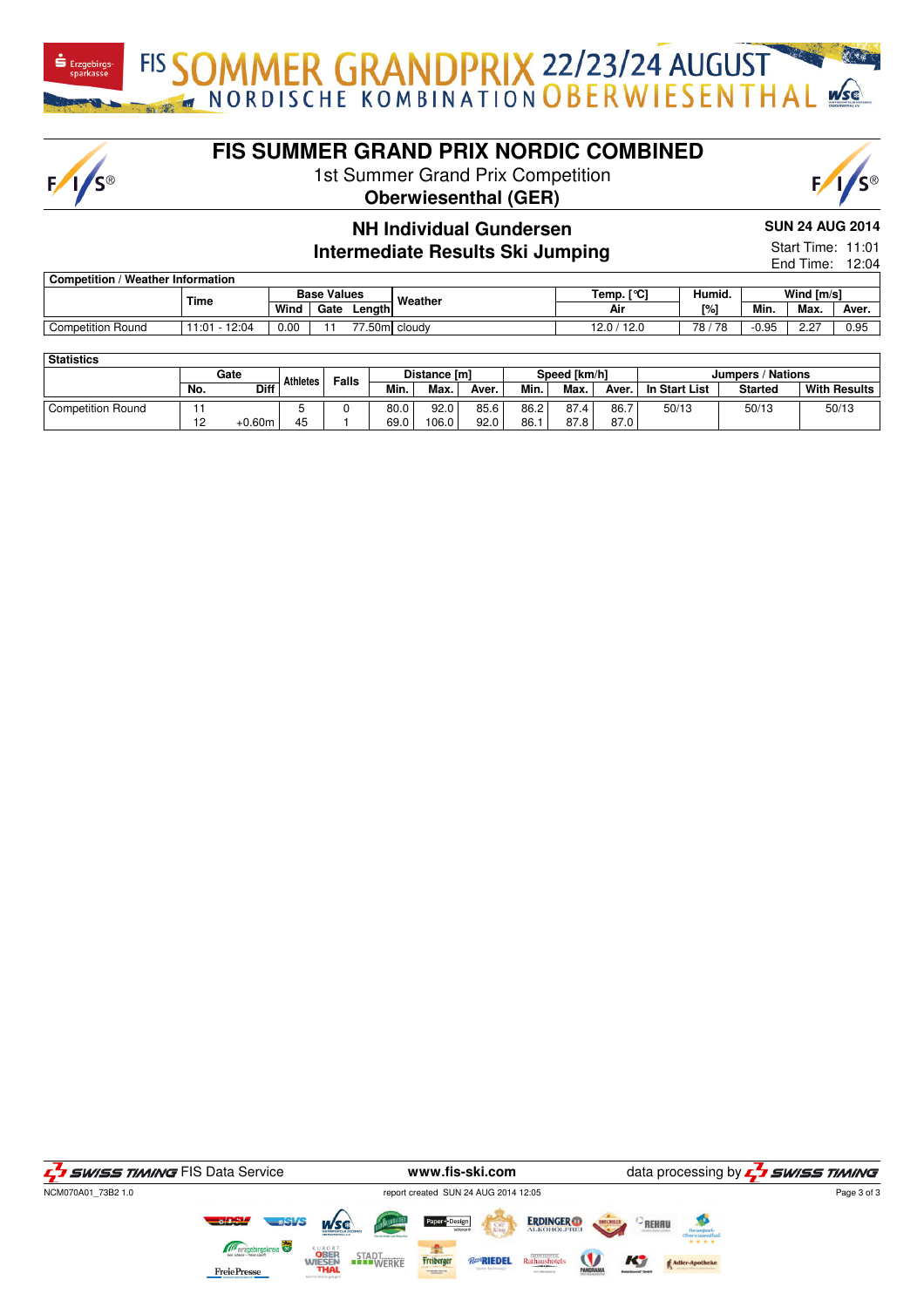# FIS SUMMER GRAND PRIX NORDIC COMBINED

1st Summer Grand Prix Competition

**Oberwiesenthal (GER)**

## NH Individual Gundersen

## Intermediate Results Ski Jumping

**SUN 24 AUG 2014**

Start Time: 11:01
End Time: 12:04

| Competition / Weather Information | Time | Base Values | | | Weather | Temp. [°C] | Humid. | Wind [m/s] | | |
|---|---|---|---|---|---|---|---|---|---|---|
| | | Wind | Gate | Length | | Air | [%] | Min. | Max. | Aver. |
| Competition Round | 11:01 - 12:04 | 0.00 | 11 | 77.50m | cloudy | 12.0 / 12.0 | 78 / 78 | -0.95 | 2.27 | 0.95 |

| Statistics | Gate | | Athletes | Falls | Distance [m] | | | Speed [km/h] | | | Jumpers / Nations | | |
|---|---|---|---|---|---|---|---|---|---|---|---|---|---|
| | No. | Diff | | | Min. | Max. | Aver. | Min. | Max. | Aver. | In Start List | Started | With Results |
| Competition Round | 11 | | 5 | 0 | 80.0 | 92.0 | 85.6 | 86.2 | 87.4 | 86.7 | 50/13 | 50/13 | 50/13 |
| | 12 | +0.60m | 45 | 1 | 69.0 | 106.0 | 92.0 | 86.1 | 87.8 | 87.0 | | | |

SWISS TIMING FIS Data Service www.fis-ski.com data processing by SWISS TIMING

NCM070A01_73B2 1.0 report created SUN 24 AUG 2014 12:05